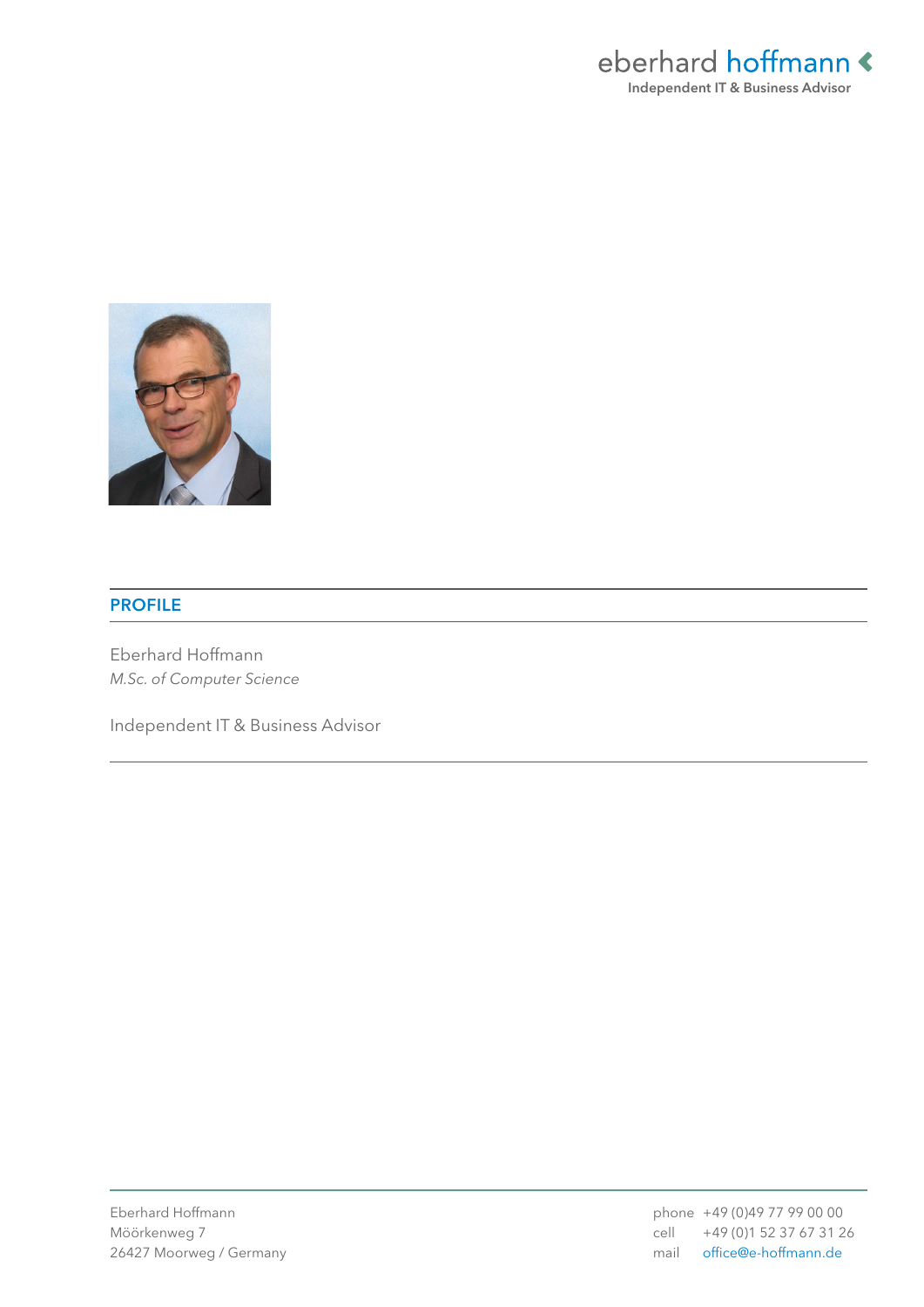eberhard hoffmann
Independent IT & Business Advisor

## PROFILE

Eberhard Hoffmann
*M.Sc. of Computer Science*

Independent IT & Business Advisor

Eberhard Hoffmann
Möörkenweg 7
26427 Moorweg / Germany

phone +49 (0)49 77 99 00 00
cell +49 (0)1 52 37 67 31 26
mail office@e-hoffmann.de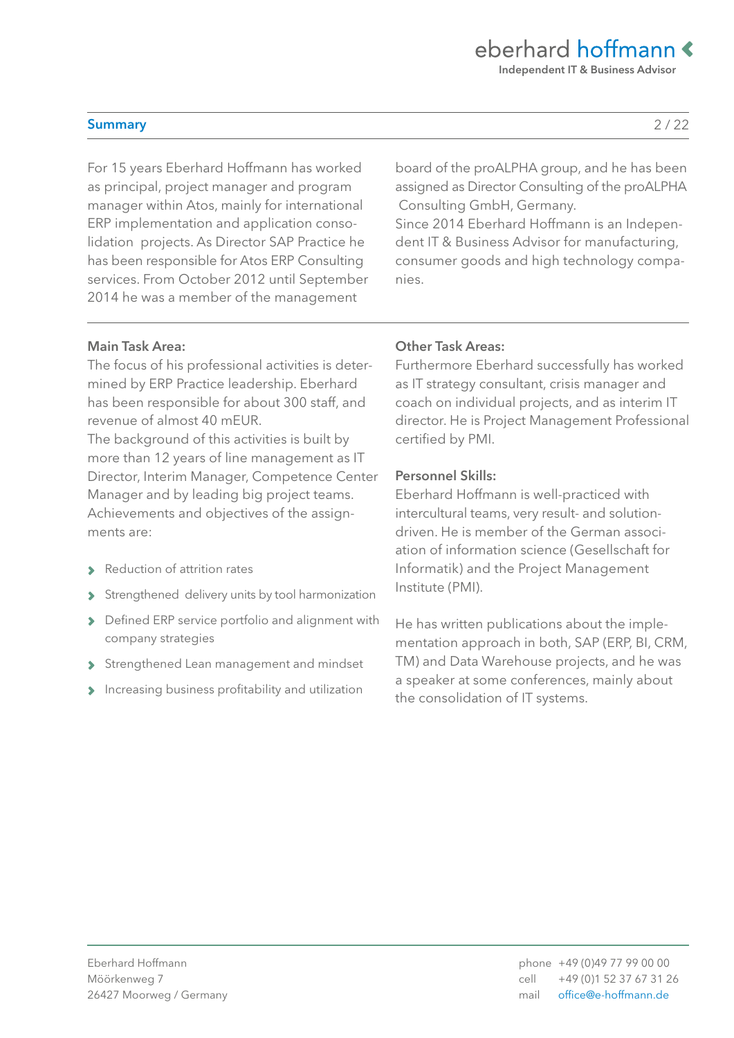## Summary

For 15 years Eberhard Hoffmann has worked as principal, project manager and program manager within Atos, mainly for international ERP implementation and application consolidation projects. As Director SAP Practice he has been responsible for Atos ERP Consulting services. From October 2012 until September 2014 he was a member of the management board of the proALPHA group, and he has been assigned as Director Consulting of the proALPHA Consulting GmbH, Germany.
Since 2014 Eberhard Hoffmann is an Independent IT & Business Advisor for manufacturing, consumer goods and high technology companies.

**Main Task Area:**
The focus of his professional activities is determined by ERP Practice leadership. Eberhard has been responsible for about 300 staff, and revenue of almost 40 mEUR.
The background of this activities is built by more than 12 years of line management as IT Director, Interim Manager, Competence Center Manager and by leading big project teams. Achievements and objectives of the assignments are:

- Reduction of attrition rates
- Strengthened delivery units by tool harmonization
- Defined ERP service portfolio and alignment with company strategies
- Strengthened Lean management and mindset
- Increasing business profitability and utilization

**Other Task Areas:**
Furthermore Eberhard successfully has worked as IT strategy consultant, crisis manager and coach on individual projects, and as interim IT director. He is Project Management Professional certified by PMI.

**Personnel Skills:**
Eberhard Hoffmann is well-practiced with intercultural teams, very result- and solution-driven. He is member of the German association of information science (Gesellschaft for Informatik) and the Project Management Institute (PMI).

He has written publications about the implementation approach in both, SAP (ERP, BI, CRM, TM) and Data Warehouse projects, and he was a speaker at some conferences, mainly about the consolidation of IT systems.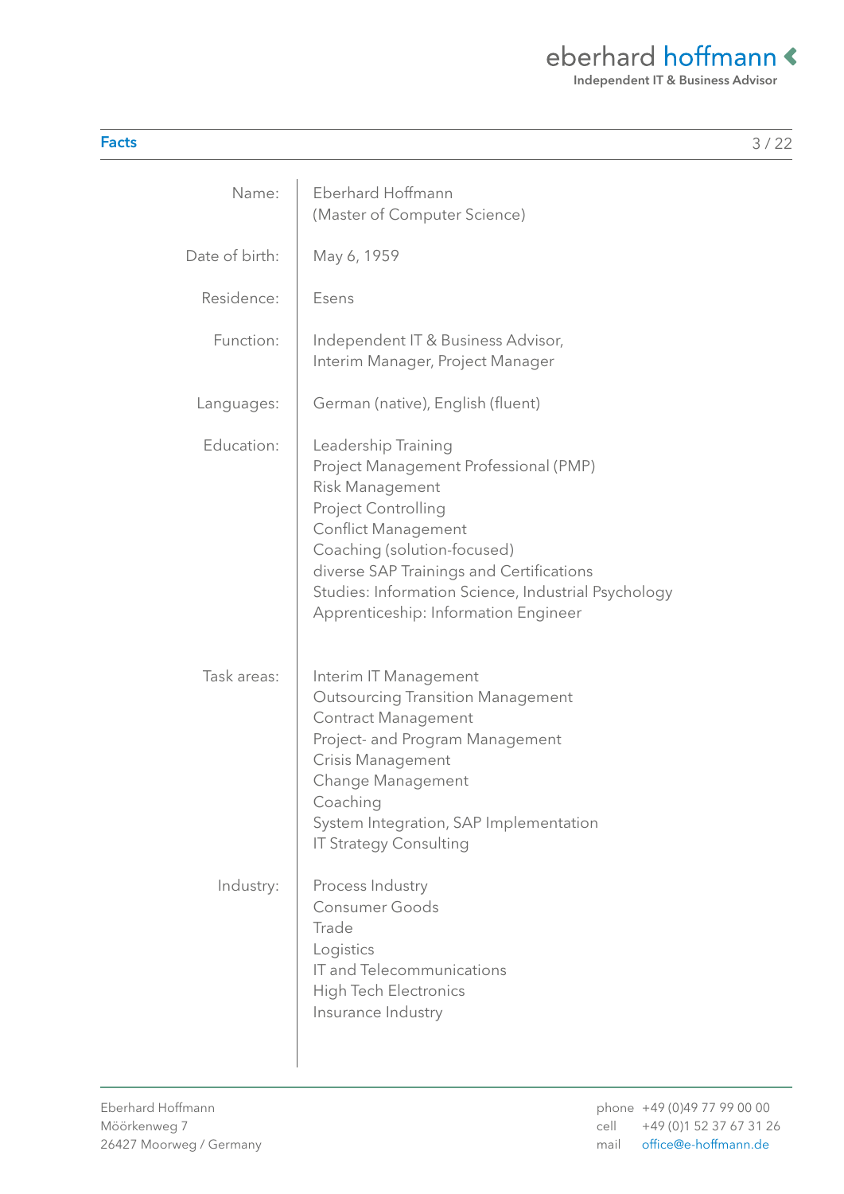## Facts

| | |
|---|---|
| Name: | Eberhard Hoffmann<br>(Master of Computer Science) |
| Date of birth: | May 6, 1959 |
| Residence: | Esens |
| Function: | Independent IT & Business Advisor,<br>Interim Manager, Project Manager |
| Languages: | German (native), English (fluent) |
| Education: | Leadership Training<br>Project Management Professional (PMP)<br>Risk Management<br>Project Controlling<br>Conflict Management<br>Coaching (solution-focused)<br>diverse SAP Trainings and Certifications<br>Studies: Information Science, Industrial Psychology<br>Apprenticeship: Information Engineer |
| Task areas: | Interim IT Management<br>Outsourcing Transition Management<br>Contract Management<br>Project- and Program Management<br>Crisis Management<br>Change Management<br>Coaching<br>System Integration, SAP Implementation<br>IT Strategy Consulting |
| Industry: | Process Industry<br>Consumer Goods<br>Trade<br>Logistics<br>IT and Telecommunications<br>High Tech Electronics<br>Insurance Industry |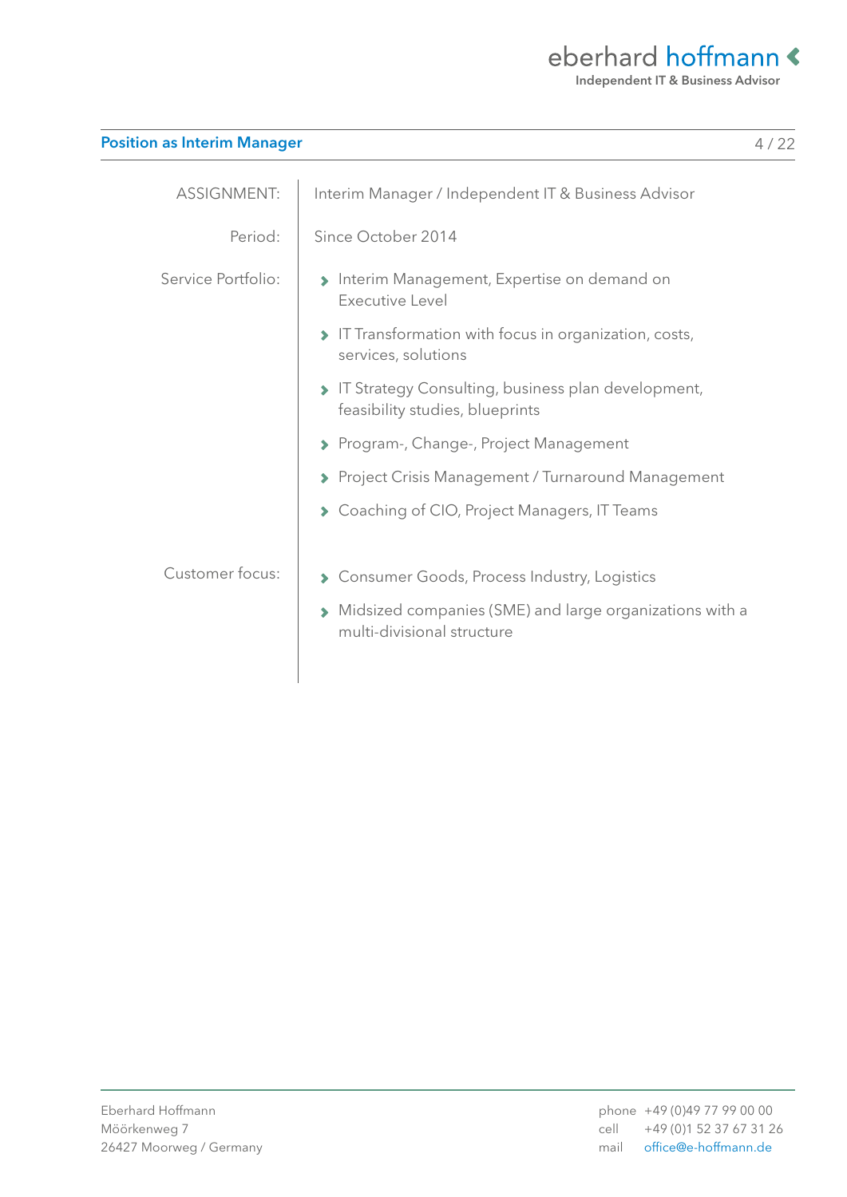## Position as Interim Manager

| | |
|---|---|
| ASSIGNMENT: | Interim Manager / Independent IT & Business Advisor |
| Period: | Since October 2014 |
| Service Portfolio: | › Interim Management, Expertise on demand on Executive Level<br>› IT Transformation with focus in organization, costs, services, solutions<br>› IT Strategy Consulting, business plan development, feasibility studies, blueprints<br>› Program-, Change-, Project Management<br>› Project Crisis Management / Turnaround Management<br>› Coaching of CIO, Project Managers, IT Teams |
| Customer focus: | › Consumer Goods, Process Industry, Logistics<br>› Midsized companies (SME) and large organizations with a multi-divisional structure |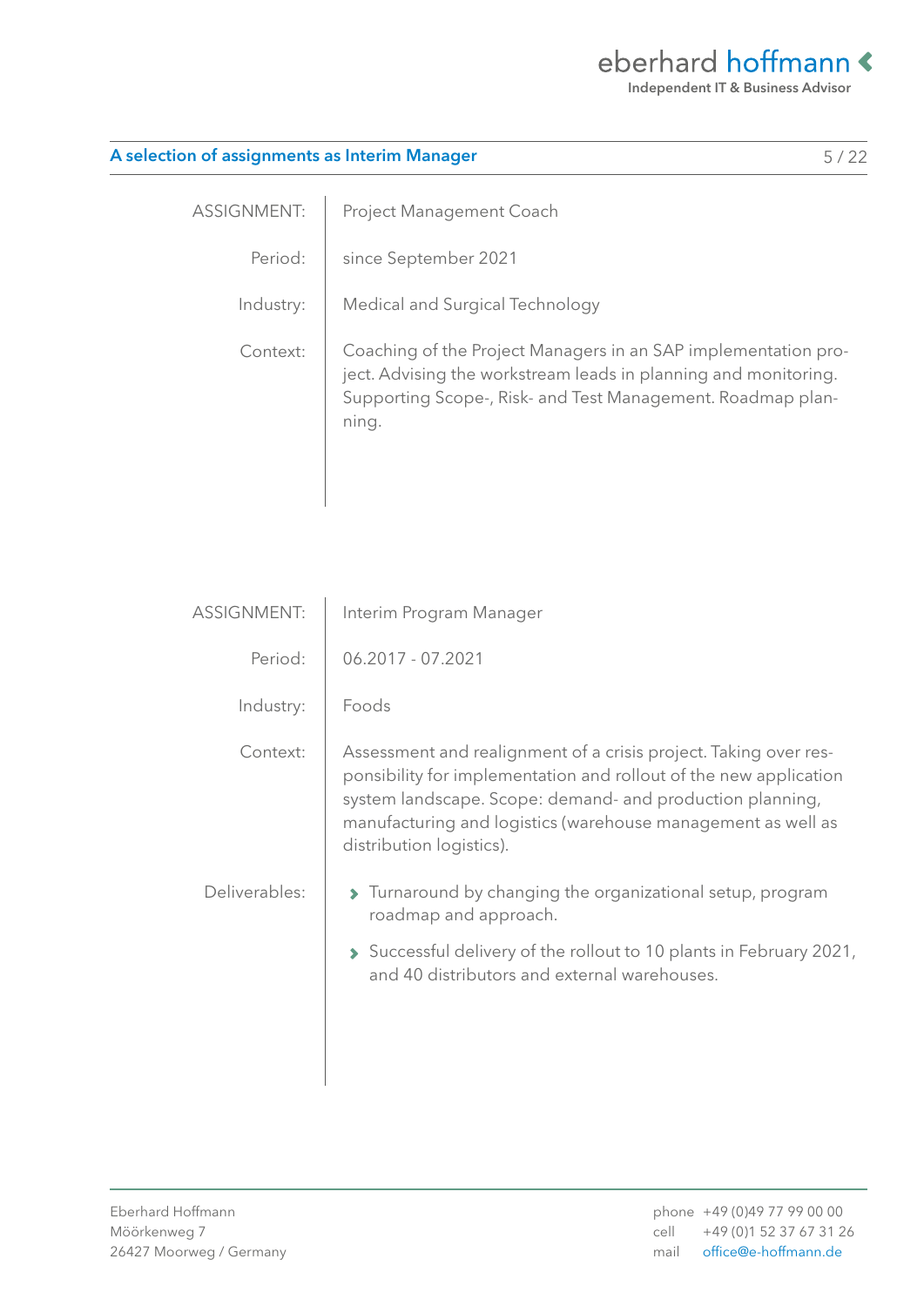## A selection of assignments as Interim Manager

| | |
|---|---|
| ASSIGNMENT: | Project Management Coach |
| Period: | since September 2021 |
| Industry: | Medical and Surgical Technology |
| Context: | Coaching of the Project Managers in an SAP implementation project. Advising the workstream leads in planning and monitoring. Supporting Scope-, Risk- and Test Management. Roadmap planning. |

| | |
|---|---|
| ASSIGNMENT: | Interim Program Manager |
| Period: | 06.2017 - 07.2021 |
| Industry: | Foods |
| Context: | Assessment and realignment of a crisis project. Taking over responsibility for implementation and rollout of the new application system landscape. Scope: demand- and production planning, manufacturing and logistics (warehouse management as well as distribution logistics). |
| Deliverables: | › Turnaround by changing the organizational setup, program roadmap and approach.<br>› Successful delivery of the rollout to 10 plants in February 2021, and 40 distributors and external warehouses. |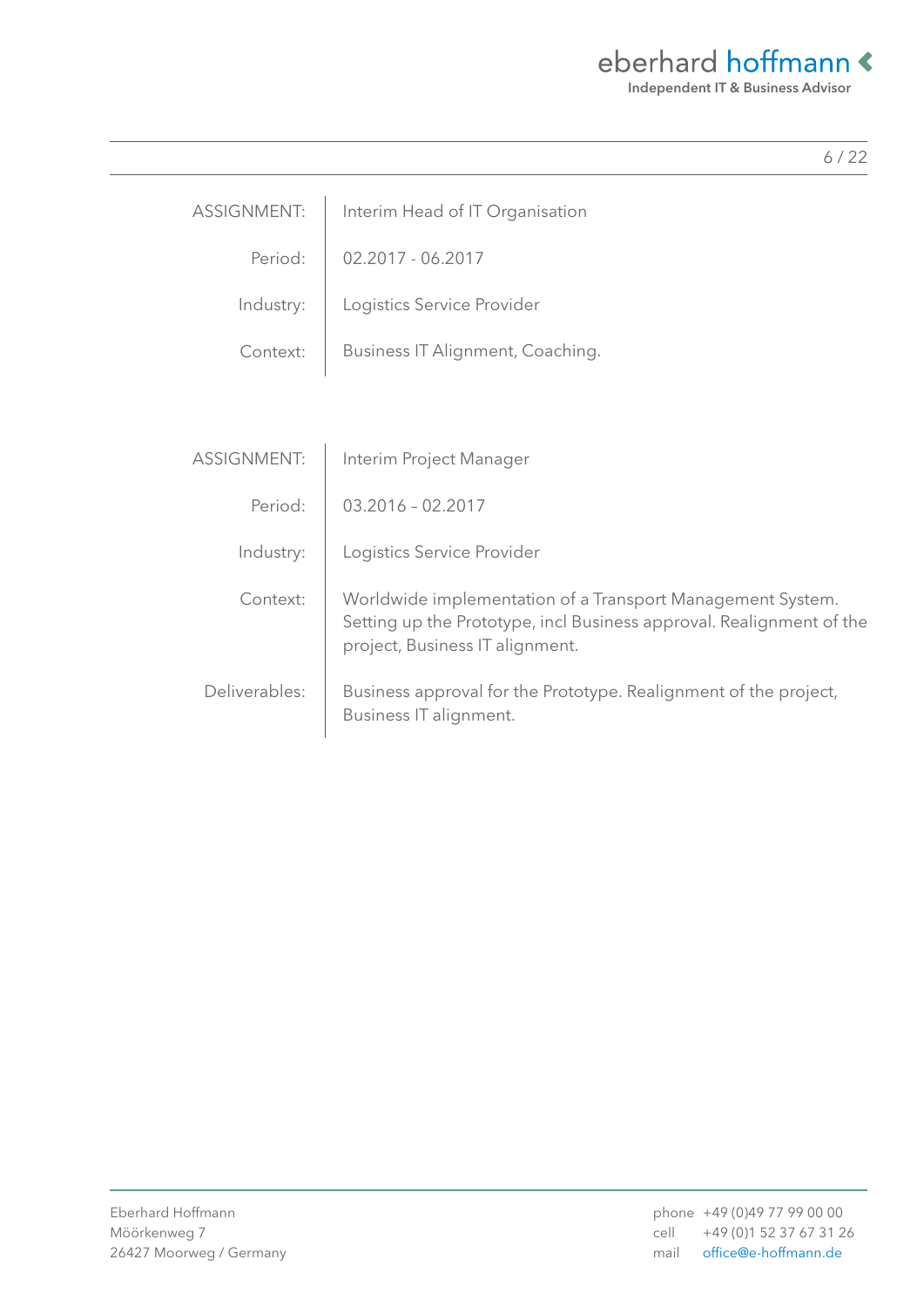| | |
|---|---|
| ASSIGNMENT: | Interim Head of IT Organisation |
| Period: | 02.2017 - 06.2017 |
| Industry: | Logistics Service Provider |
| Context: | Business IT Alignment, Coaching. |

| | |
|---|---|
| ASSIGNMENT: | Interim Project Manager |
| Period: | 03.2016 – 02.2017 |
| Industry: | Logistics Service Provider |
| Context: | Worldwide implementation of a Transport Management System. Setting up the Prototype, incl Business approval. Realignment of the project, Business IT alignment. |
| Deliverables: | Business approval for the Prototype. Realignment of the project, Business IT alignment. |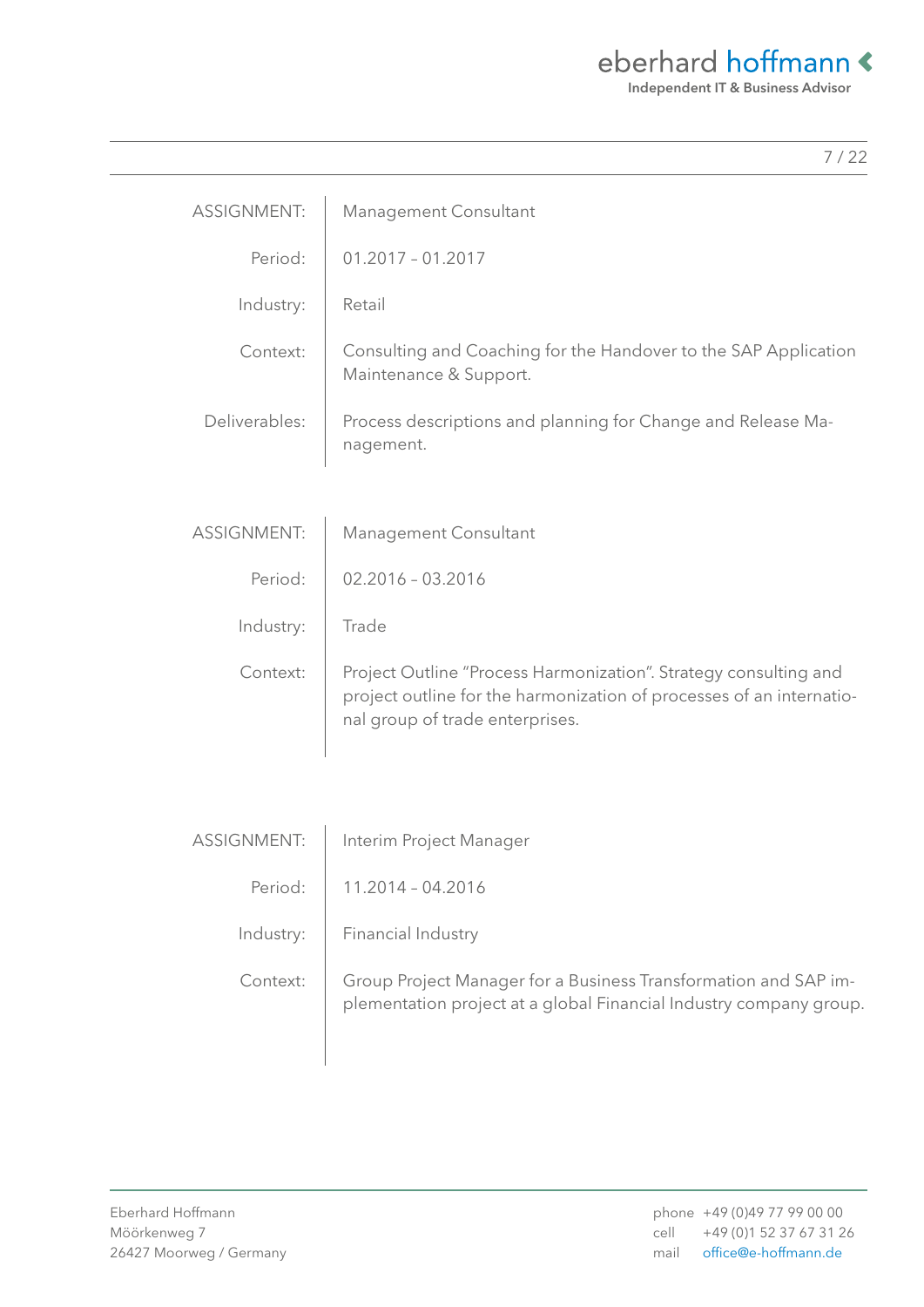| | |
|---|---|
| ASSIGNMENT: | Management Consultant |
| Period: | 01.2017 – 01.2017 |
| Industry: | Retail |
| Context: | Consulting and Coaching for the Handover to the SAP Application Maintenance & Support. |
| Deliverables: | Process descriptions and planning for Change and Release Management. |

| | |
|---|---|
| ASSIGNMENT: | Management Consultant |
| Period: | 02.2016 – 03.2016 |
| Industry: | Trade |
| Context: | Project Outline “Process Harmonization”. Strategy consulting and project outline for the harmonization of processes of an international group of trade enterprises. |

| | |
|---|---|
| ASSIGNMENT: | Interim Project Manager |
| Period: | 11.2014 – 04.2016 |
| Industry: | Financial Industry |
| Context: | Group Project Manager for a Business Transformation and SAP implementation project at a global Financial Industry company group. |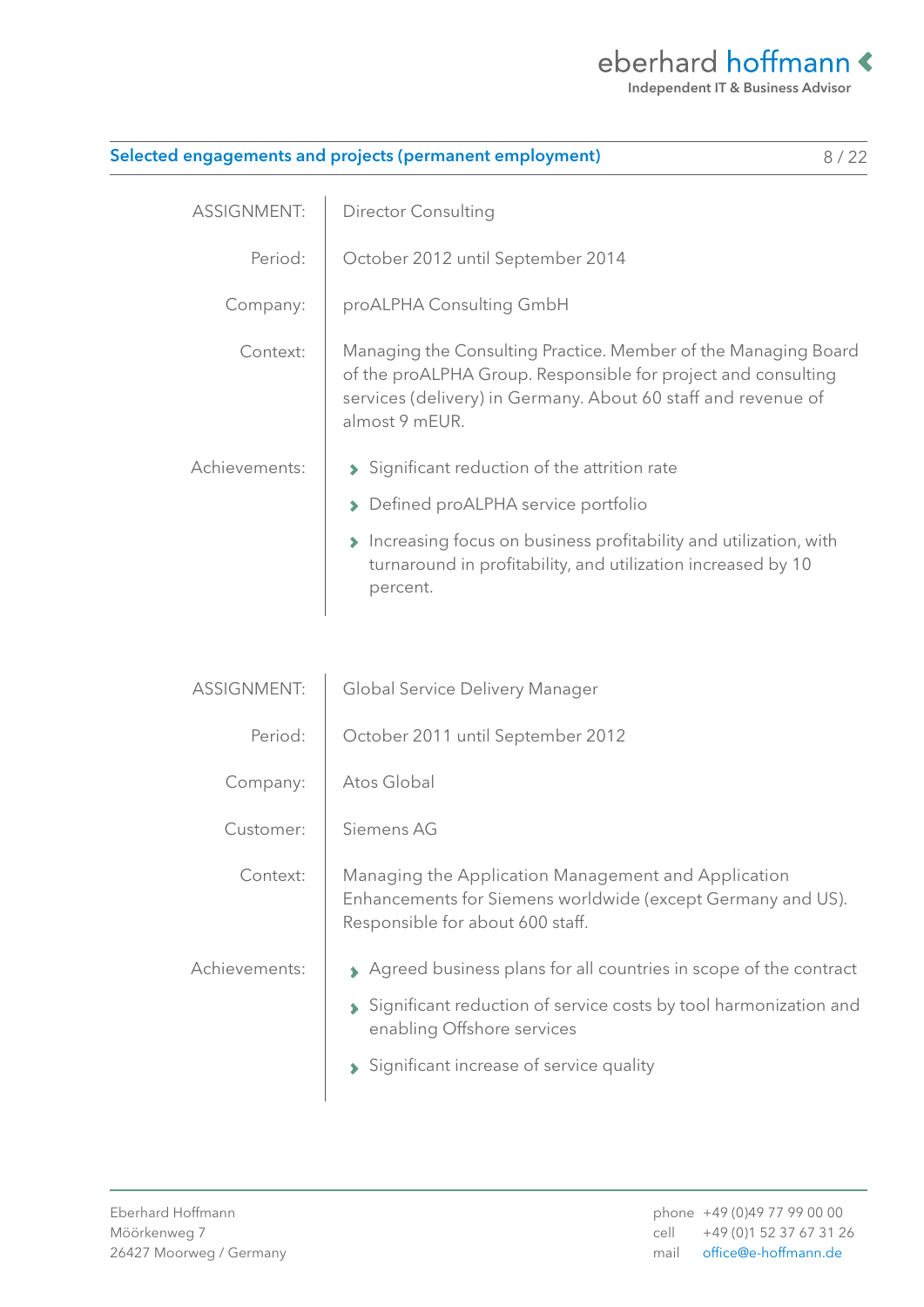## Selected engagements and projects (permanent employment)

| | |
|---|---|
| ASSIGNMENT: | Director Consulting |
| Period: | October 2012 until September 2014 |
| Company: | proALPHA Consulting GmbH |
| Context: | Managing the Consulting Practice. Member of the Managing Board of the proALPHA Group. Responsible for project and consulting services (delivery) in Germany. About 60 staff and revenue of almost 9 mEUR. |
| Achievements: | • Significant reduction of the attrition rate<br>• Defined proALPHA service portfolio<br>• Increasing focus on business profitability and utilization, with turnaround in profitability, and utilization increased by 10 percent. |

| | |
|---|---|
| ASSIGNMENT: | Global Service Delivery Manager |
| Period: | October 2011 until September 2012 |
| Company: | Atos Global |
| Customer: | Siemens AG |
| Context: | Managing the Application Management and Application Enhancements for Siemens worldwide (except Germany and US). Responsible for about 600 staff. |
| Achievements: | • Agreed business plans for all countries in scope of the contract<br>• Significant reduction of service costs by tool harmonization and enabling Offshore services<br>• Significant increase of service quality |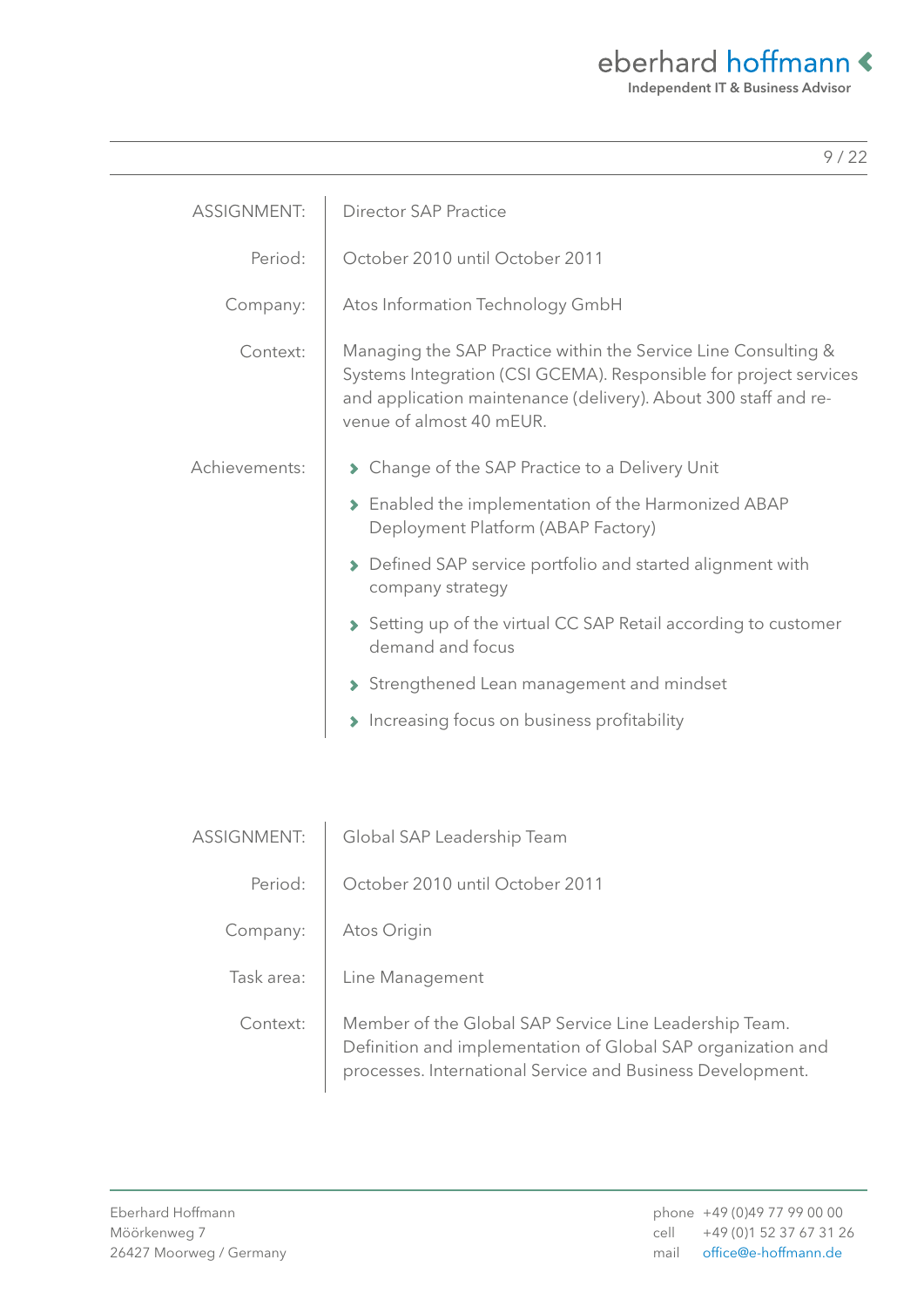| | |
|---|---|
| ASSIGNMENT: | Director SAP Practice |
| Period: | October 2010 until October 2011 |
| Company: | Atos Information Technology GmbH |
| Context: | Managing the SAP Practice within the Service Line Consulting & Systems Integration (CSI GCEMA). Responsible for project services and application maintenance (delivery). About 300 staff and revenue of almost 40 mEUR. |
| Achievements: | › Change of the SAP Practice to a Delivery Unit<br>› Enabled the implementation of the Harmonized ABAP Deployment Platform (ABAP Factory)<br>› Defined SAP service portfolio and started alignment with company strategy<br>› Setting up of the virtual CC SAP Retail according to customer demand and focus<br>› Strengthened Lean management and mindset<br>› Increasing focus on business profitability |

| | |
|---|---|
| ASSIGNMENT: | Global SAP Leadership Team |
| Period: | October 2010 until October 2011 |
| Company: | Atos Origin |
| Task area: | Line Management |
| Context: | Member of the Global SAP Service Line Leadership Team. Definition and implementation of Global SAP organization and processes. International Service and Business Development. |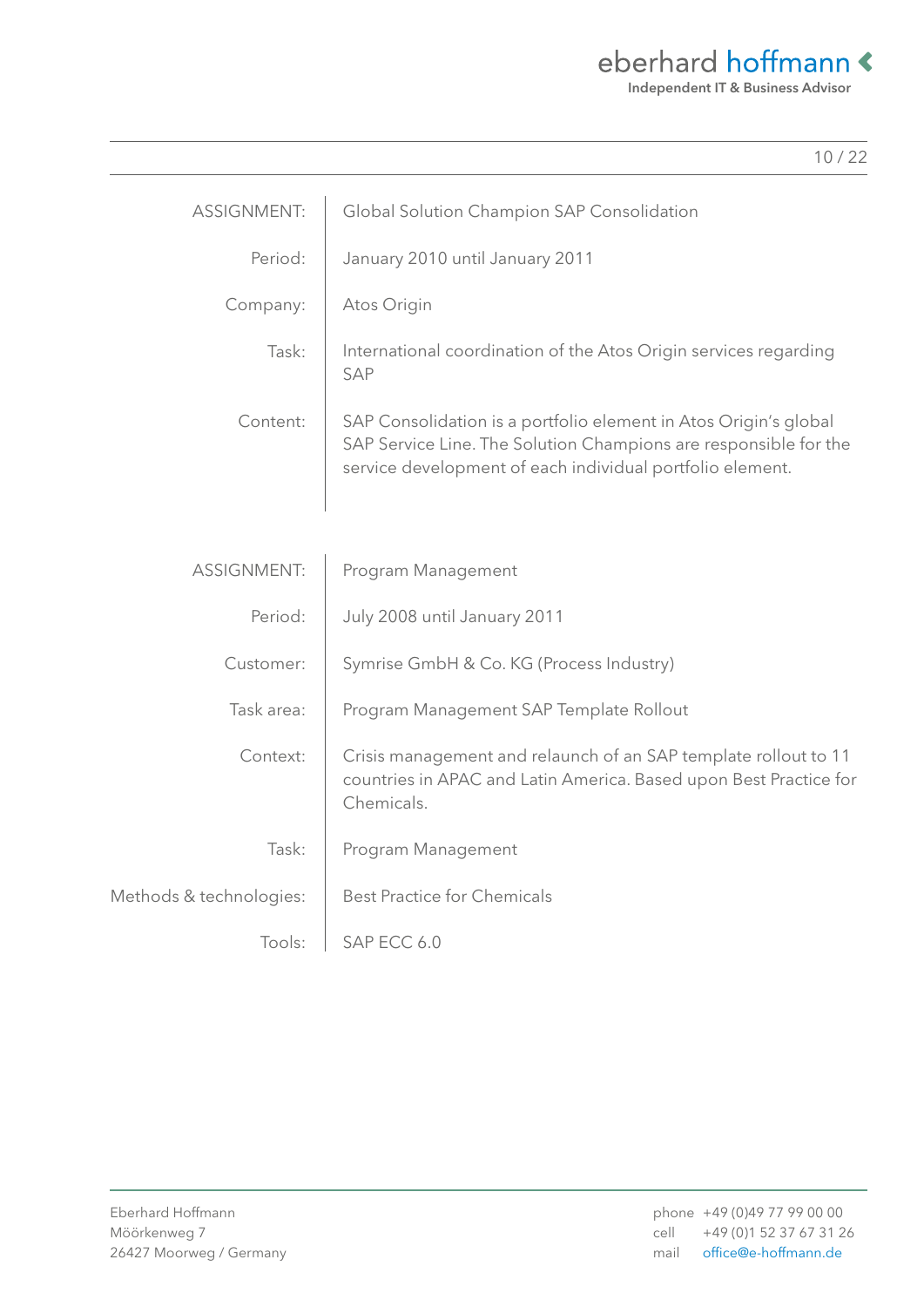| | |
|---|---|
| ASSIGNMENT: | Global Solution Champion SAP Consolidation |
| Period: | January 2010 until January 2011 |
| Company: | Atos Origin |
| Task: | International coordination of the Atos Origin services regarding SAP |
| Content: | SAP Consolidation is a portfolio element in Atos Origin's global SAP Service Line. The Solution Champions are responsible for the service development of each individual portfolio element. |

| | |
|---|---|
| ASSIGNMENT: | Program Management |
| Period: | July 2008 until January 2011 |
| Customer: | Symrise GmbH & Co. KG (Process Industry) |
| Task area: | Program Management SAP Template Rollout |
| Context: | Crisis management and relaunch of an SAP template rollout to 11 countries in APAC and Latin America. Based upon Best Practice for Chemicals. |
| Task: | Program Management |
| Methods & technologies: | Best Practice for Chemicals |
| Tools: | SAP ECC 6.0 |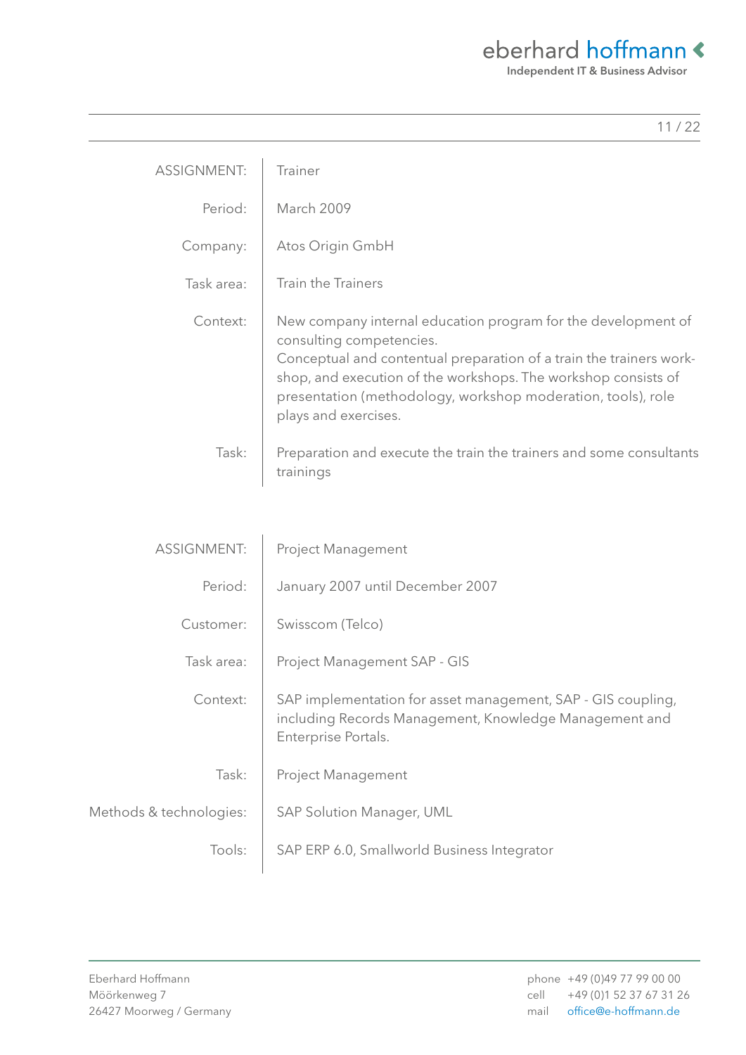| ASSIGNMENT: | Trainer |
|---|---|
| Period: | March 2009 |
| Company: | Atos Origin GmbH |
| Task area: | Train the Trainers |
| Context: | New company internal education program for the development of consulting competencies. Conceptual and contentual preparation of a train the trainers work-shop, and execution of the workshops. The workshop consists of presentation (methodology, workshop moderation, tools), role plays and exercises. |
| Task: | Preparation and execute the train the trainers and some consultants trainings |

| ASSIGNMENT: | Project Management |
|---|---|
| Period: | January 2007 until December 2007 |
| Customer: | Swisscom (Telco) |
| Task area: | Project Management SAP - GIS |
| Context: | SAP implementation for asset management, SAP - GIS coupling, including Records Management, Knowledge Management and Enterprise Portals. |
| Task: | Project Management |
| Methods & technologies: | SAP Solution Manager, UML |
| Tools: | SAP ERP 6.0, Smallworld Business Integrator |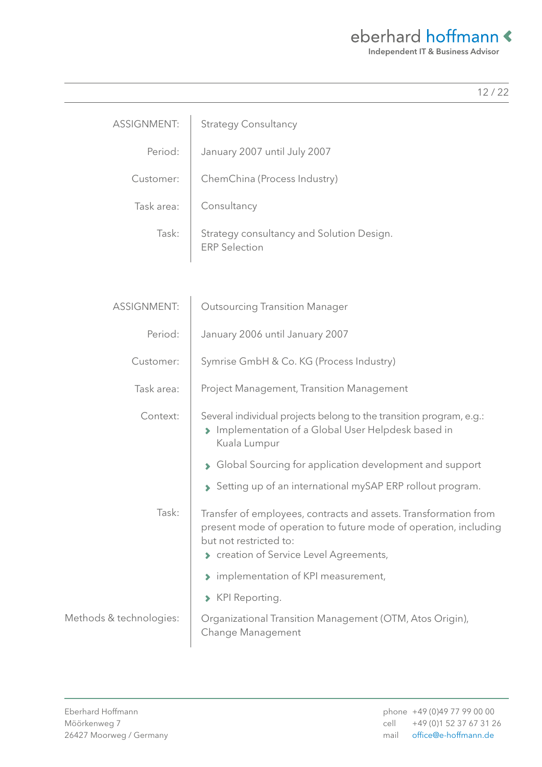| | |
|---|---|
| ASSIGNMENT: | Strategy Consultancy |
| Period: | January 2007 until July 2007 |
| Customer: | ChemChina (Process Industry) |
| Task area: | Consultancy |
| Task: | Strategy consultancy and Solution Design.<br>ERP Selection |

| | |
|---|---|
| ASSIGNMENT: | Outsourcing Transition Manager |
| Period: | January 2006 until January 2007 |
| Customer: | Symrise GmbH & Co. KG (Process Industry) |
| Task area: | Project Management, Transition Management |
| Context: | Several individual projects belong to the transition program, e.g.:<br>› Implementation of a Global User Helpdesk based in Kuala Lumpur<br>› Global Sourcing for application development and support<br>› Setting up of an international mySAP ERP rollout program. |
| Task: | Transfer of employees, contracts and assets. Transformation from present mode of operation to future mode of operation, including but not restricted to:<br>› creation of Service Level Agreements,<br>› implementation of KPI measurement,<br>› KPI Reporting. |
| Methods & technologies: | Organizational Transition Management (OTM, Atos Origin), Change Management |

Eberhard Hoffmann
Möörkenweg 7
26427 Moorweg / Germany

phone +49 (0)49 77 99 00 00
cell +49 (0)1 52 37 67 31 26
mail office@e-hoffmann.de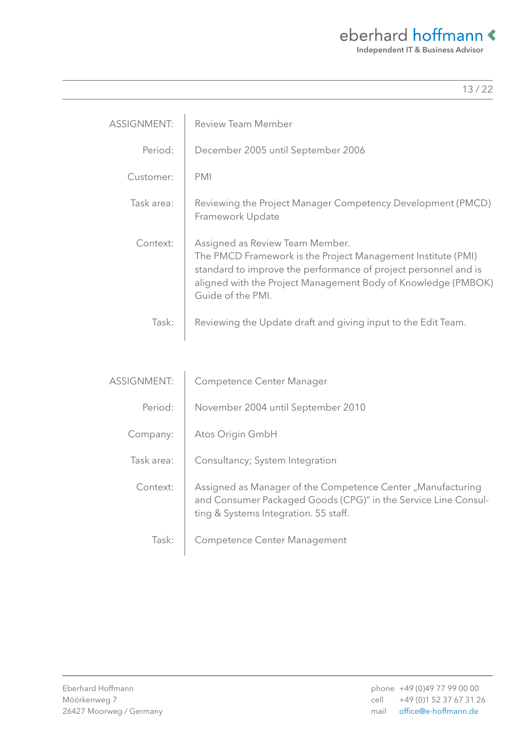| | |
|---|---|
| ASSIGNMENT: | Review Team Member |
| Period: | December 2005 until September 2006 |
| Customer: | PMI |
| Task area: | Reviewing the Project Manager Competency Development (PMCD) Framework Update |
| Context: | Assigned as Review Team Member.<br>The PMCD Framework is the Project Management Institute (PMI) standard to improve the performance of project personnel and is aligned with the Project Management Body of Knowledge (PMBOK) Guide of the PMI. |
| Task: | Reviewing the Update draft and giving input to the Edit Team. |

| | |
|---|---|
| ASSIGNMENT: | Competence Center Manager |
| Period: | November 2004 until September 2010 |
| Company: | Atos Origin GmbH |
| Task area: | Consultancy; System Integration |
| Context: | Assigned as Manager of the Competence Center „Manufacturing and Consumer Packaged Goods (CPG)" in the Service Line Consulting & Systems Integration. 55 staff. |
| Task: | Competence Center Management |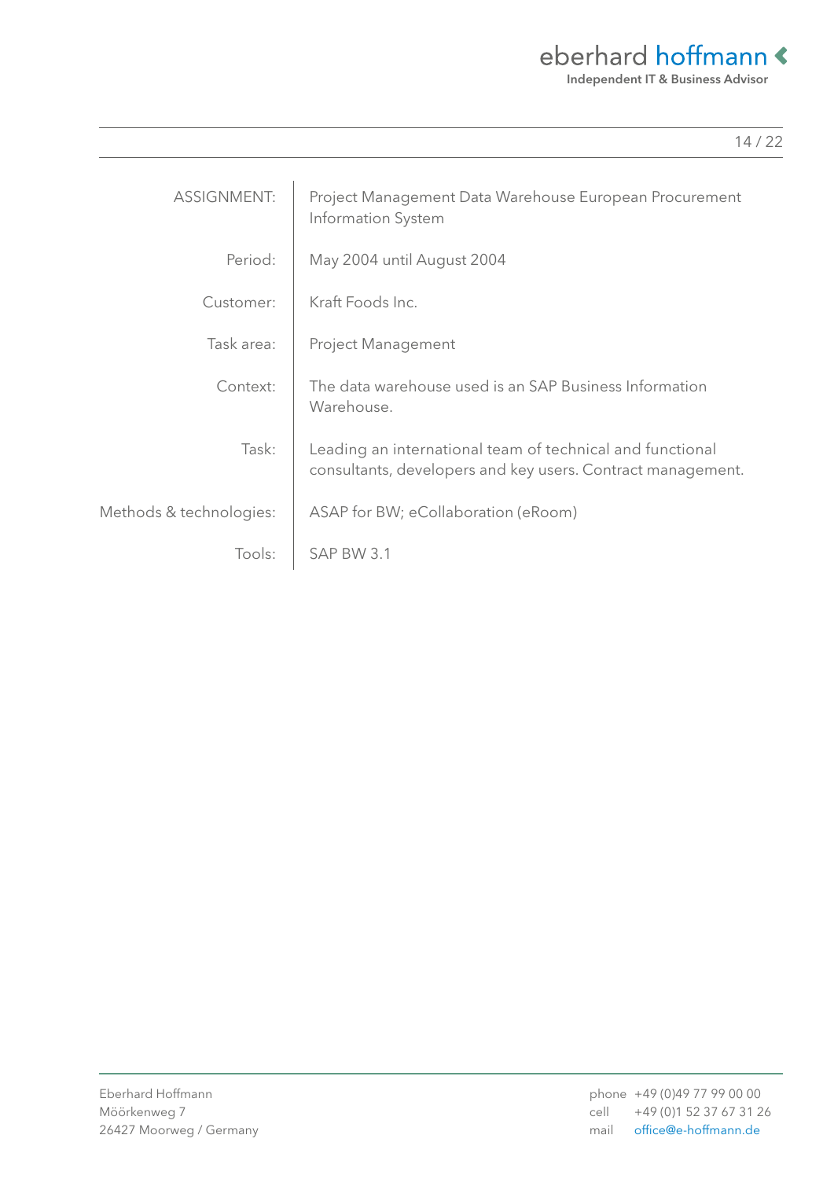| | |
|---|---|
| ASSIGNMENT: | Project Management Data Warehouse European Procurement Information System |
| Period: | May 2004 until August 2004 |
| Customer: | Kraft Foods Inc. |
| Task area: | Project Management |
| Context: | The data warehouse used is an SAP Business Information Warehouse. |
| Task: | Leading an international team of technical and functional consultants, developers and key users. Contract management. |
| Methods & technologies: | ASAP for BW; eCollaboration (eRoom) |
| Tools: | SAP BW 3.1 |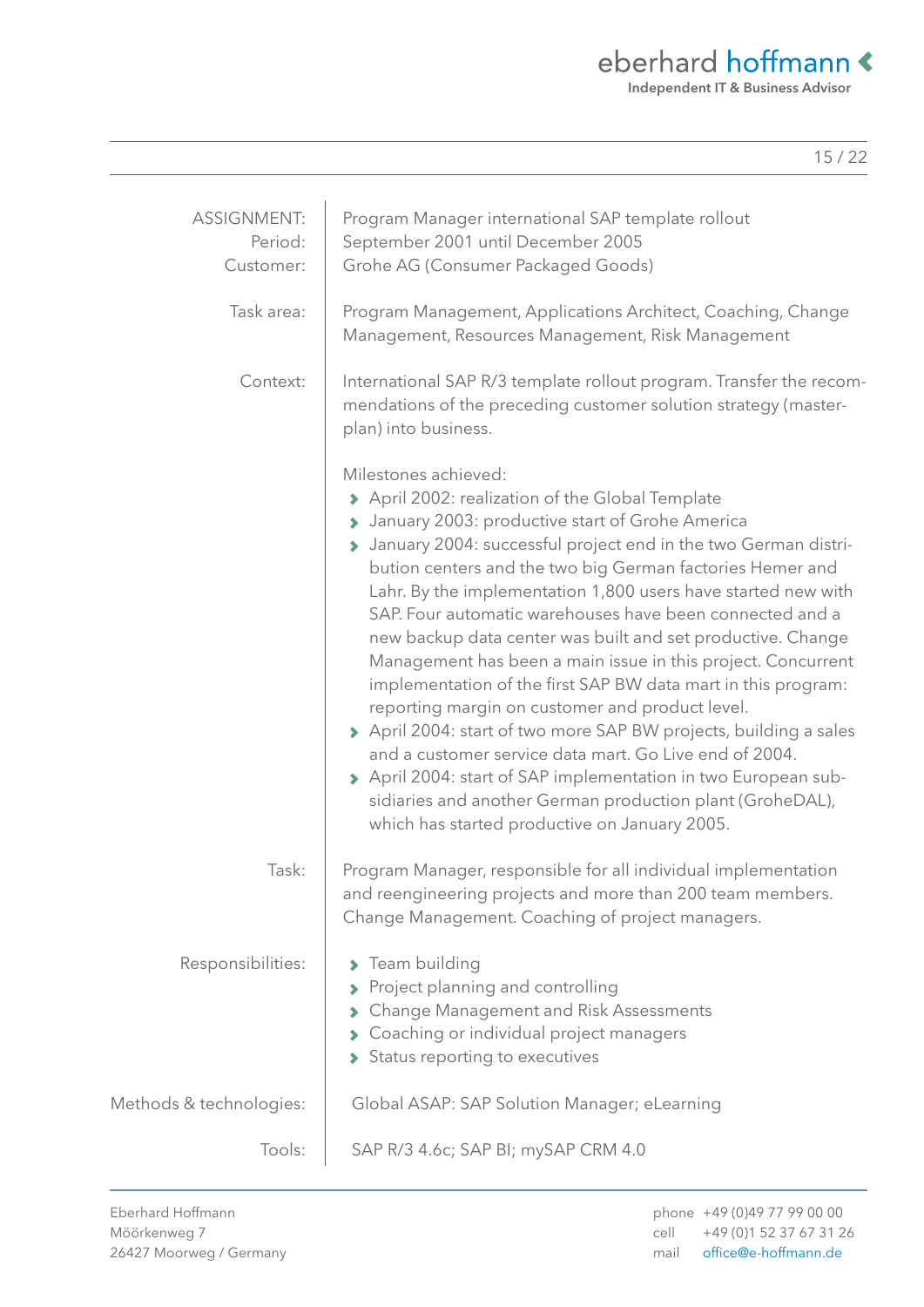| | |
|---|---|
| ASSIGNMENT: | Program Manager international SAP template rollout |
| Period: | September 2001 until December 2005 |
| Customer: | Grohe AG (Consumer Packaged Goods) |

**Task area:** Program Management, Applications Architect, Coaching, Change Management, Resources Management, Risk Management

**Context:** International SAP R/3 template rollout program. Transfer the recommendations of the preceding customer solution strategy (masterplan) into business.

Milestones achieved:

- April 2002: realization of the Global Template
- January 2003: productive start of Grohe America
- January 2004: successful project end in the two German distribution centers and the two big German factories Hemer and Lahr. By the implementation 1,800 users have started new with SAP. Four automatic warehouses have been connected and a new backup data center was built and set productive. Change Management has been a main issue in this project. Concurrent implementation of the first SAP BW data mart in this program: reporting margin on customer and product level.
- April 2004: start of two more SAP BW projects, building a sales and a customer service data mart. Go Live end of 2004.
- April 2004: start of SAP implementation in two European subsidiaries and another German production plant (GroheDAL), which has started productive on January 2005.

**Task:** Program Manager, responsible for all individual implementation and reengineering projects and more than 200 team members. Change Management. Coaching of project managers.

**Responsibilities:**

- Team building
- Project planning and controlling
- Change Management and Risk Assessments
- Coaching or individual project managers
- Status reporting to executives

**Methods & technologies:** Global ASAP: SAP Solution Manager; eLearning

**Tools:** SAP R/3 4.6c; SAP BI; mySAP CRM 4.0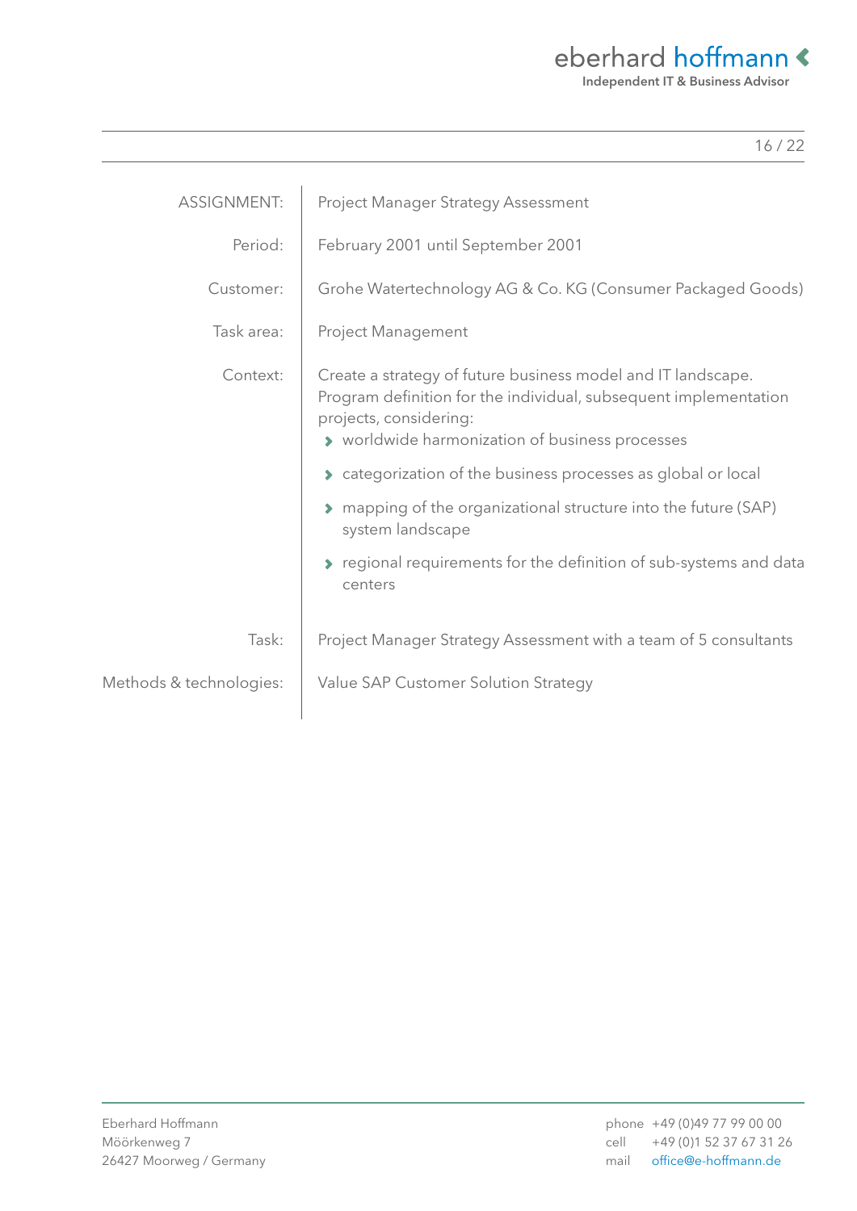| | |
|---|---|
| ASSIGNMENT: | Project Manager Strategy Assessment |
| Period: | February 2001 until September 2001 |
| Customer: | Grohe Watertechnology AG & Co. KG (Consumer Packaged Goods) |
| Task area: | Project Management |
| Context: | Create a strategy of future business model and IT landscape. Program definition for the individual, subsequent implementation projects, considering:<br>› worldwide harmonization of business processes<br>› categorization of the business processes as global or local<br>› mapping of the organizational structure into the future (SAP) system landscape<br>› regional requirements for the definition of sub-systems and data centers |
| Task: | Project Manager Strategy Assessment with a team of 5 consultants |
| Methods & technologies: | Value SAP Customer Solution Strategy |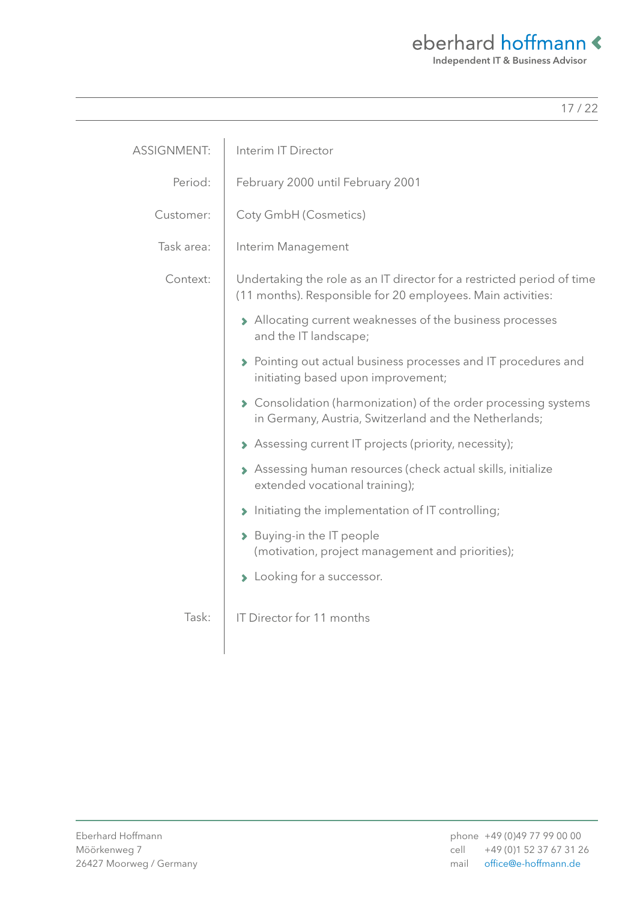| | |
|---|---|
| ASSIGNMENT: | Interim IT Director |
| Period: | February 2000 until February 2001 |
| Customer: | Coty GmbH (Cosmetics) |
| Task area: | Interim Management |
| Context: | Undertaking the role as an IT director for a restricted period of time (11 months). Responsible for 20 employees. Main activities: |

- Allocating current weaknesses of the business processes and the IT landscape;
- Pointing out actual business processes and IT procedures and initiating based upon improvement;
- Consolidation (harmonization) of the order processing systems in Germany, Austria, Switzerland and the Netherlands;
- Assessing current IT projects (priority, necessity);
- Assessing human resources (check actual skills, initialize extended vocational training);
- Initiating the implementation of IT controlling;
- Buying-in the IT people (motivation, project management and priorities);
- Looking for a successor.

| | |
|---|---|
| Task: | IT Director for 11 months |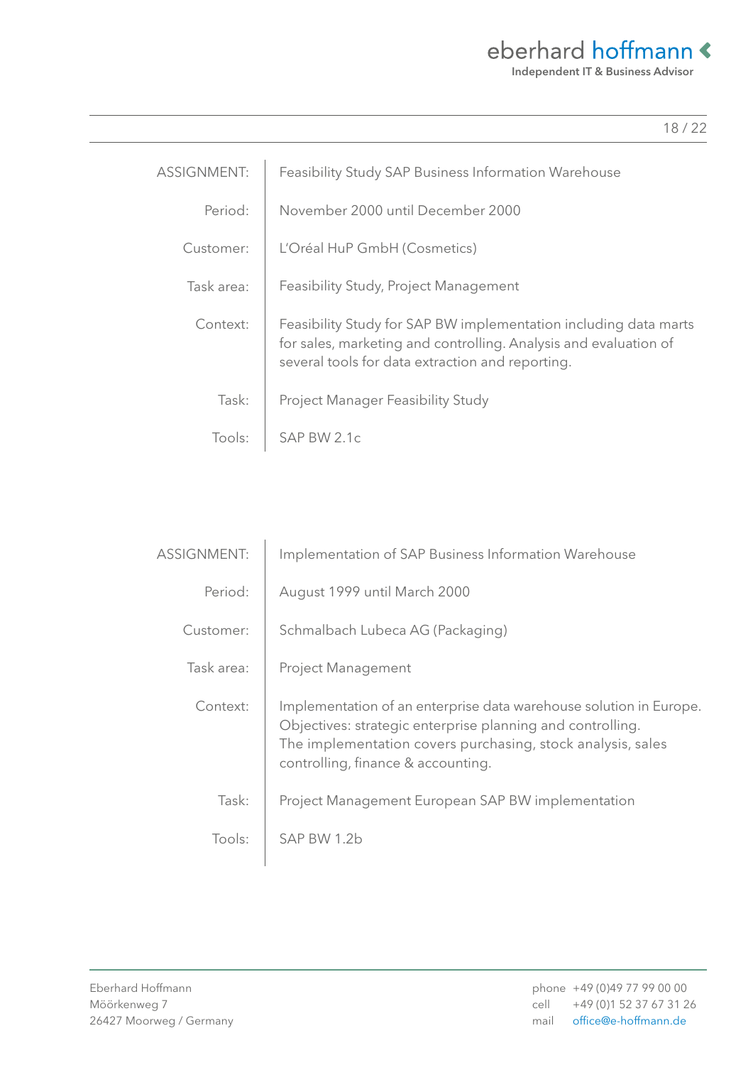| | |
|---|---|
| ASSIGNMENT: | Feasibility Study SAP Business Information Warehouse |
| Period: | November 2000 until December 2000 |
| Customer: | L'Oréal HuP GmbH (Cosmetics) |
| Task area: | Feasibility Study, Project Management |
| Context: | Feasibility Study for SAP BW implementation including data marts for sales, marketing and controlling. Analysis and evaluation of several tools for data extraction and reporting. |
| Task: | Project Manager Feasibility Study |
| Tools: | SAP BW 2.1c |

| | |
|---|---|
| ASSIGNMENT: | Implementation of SAP Business Information Warehouse |
| Period: | August 1999 until March 2000 |
| Customer: | Schmalbach Lubeca AG (Packaging) |
| Task area: | Project Management |
| Context: | Implementation of an enterprise data warehouse solution in Europe. Objectives: strategic enterprise planning and controlling. The implementation covers purchasing, stock analysis, sales controlling, finance & accounting. |
| Task: | Project Management European SAP BW implementation |
| Tools: | SAP BW 1.2b |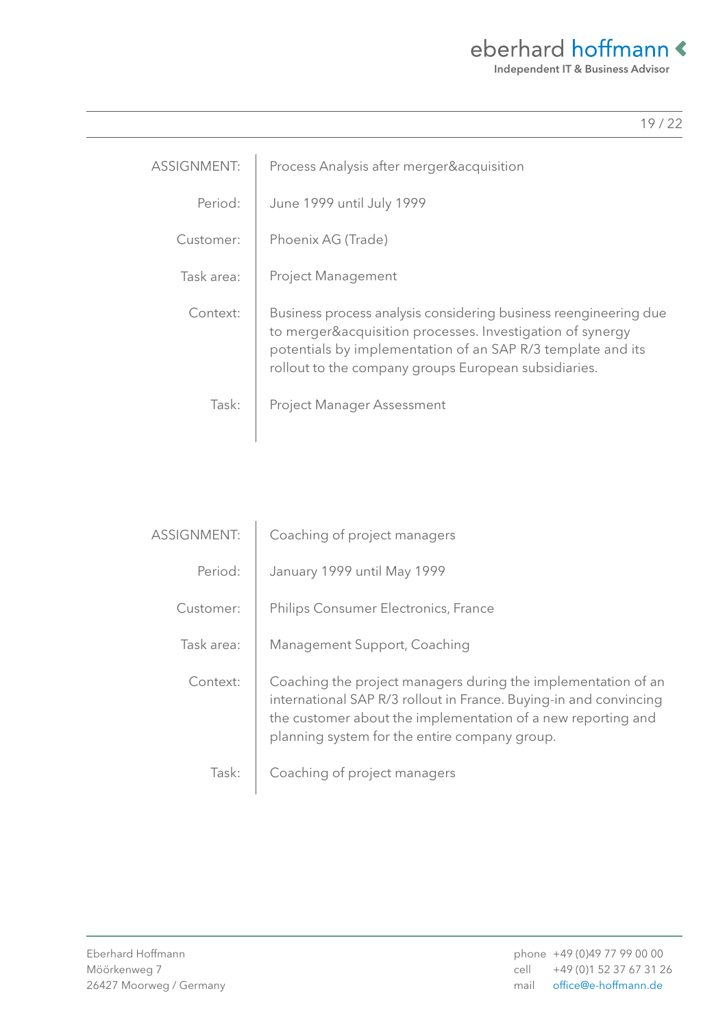| ASSIGNMENT: | Process Analysis after merger&acquisition |
| --- | --- |
| Period: | June 1999 until July 1999 |
| Customer: | Phoenix AG (Trade) |
| Task area: | Project Management |
| Context: | Business process analysis considering business reengineering due to merger&acquisition processes. Investigation of synergy potentials by implementation of an SAP R/3 template and its rollout to the company groups European subsidiaries. |
| Task: | Project Manager Assessment |

| ASSIGNMENT: | Coaching of project managers |
| --- | --- |
| Period: | January 1999 until May 1999 |
| Customer: | Philips Consumer Electronics, France |
| Task area: | Management Support, Coaching |
| Context: | Coaching the project managers during the implementation of an international SAP R/3 rollout in France. Buying-in and convincing the customer about the implementation of a new reporting and planning system for the entire company group. |
| Task: | Coaching of project managers |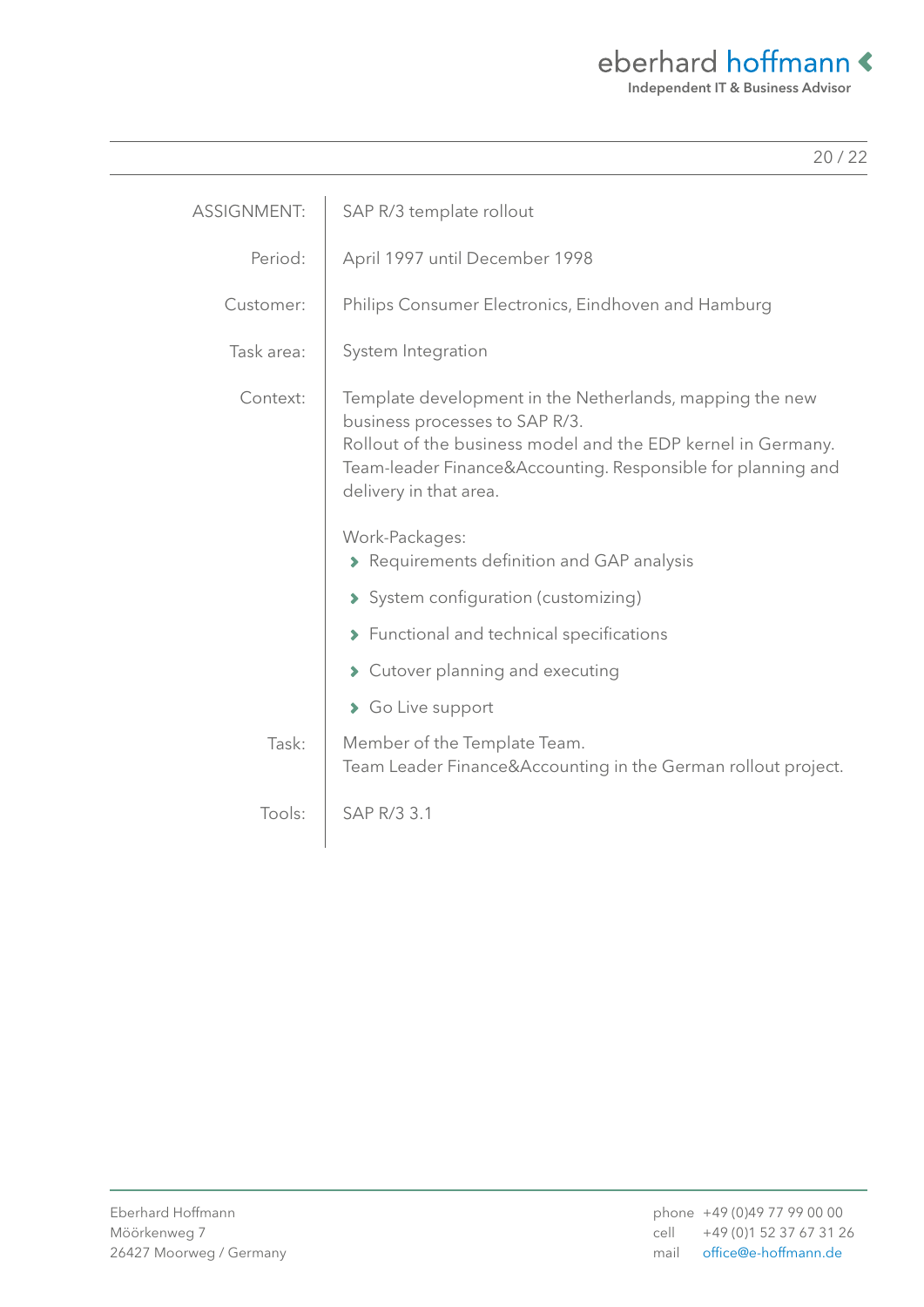| | |
|---|---|
| ASSIGNMENT: | SAP R/3 template rollout |
| Period: | April 1997 until December 1998 |
| Customer: | Philips Consumer Electronics, Eindhoven and Hamburg |
| Task area: | System Integration |
| Context: | Template development in the Netherlands, mapping the new business processes to SAP R/3.<br>Rollout of the business model and the EDP kernel in Germany.<br>Team-leader Finance&Accounting. Responsible for planning and delivery in that area.<br><br>Work-Packages:<br>› Requirements definition and GAP analysis<br>› System configuration (customizing)<br>› Functional and technical specifications<br>› Cutover planning and executing<br>› Go Live support |
| Task: | Member of the Template Team.<br>Team Leader Finance&Accounting in the German rollout project. |
| Tools: | SAP R/3 3.1 |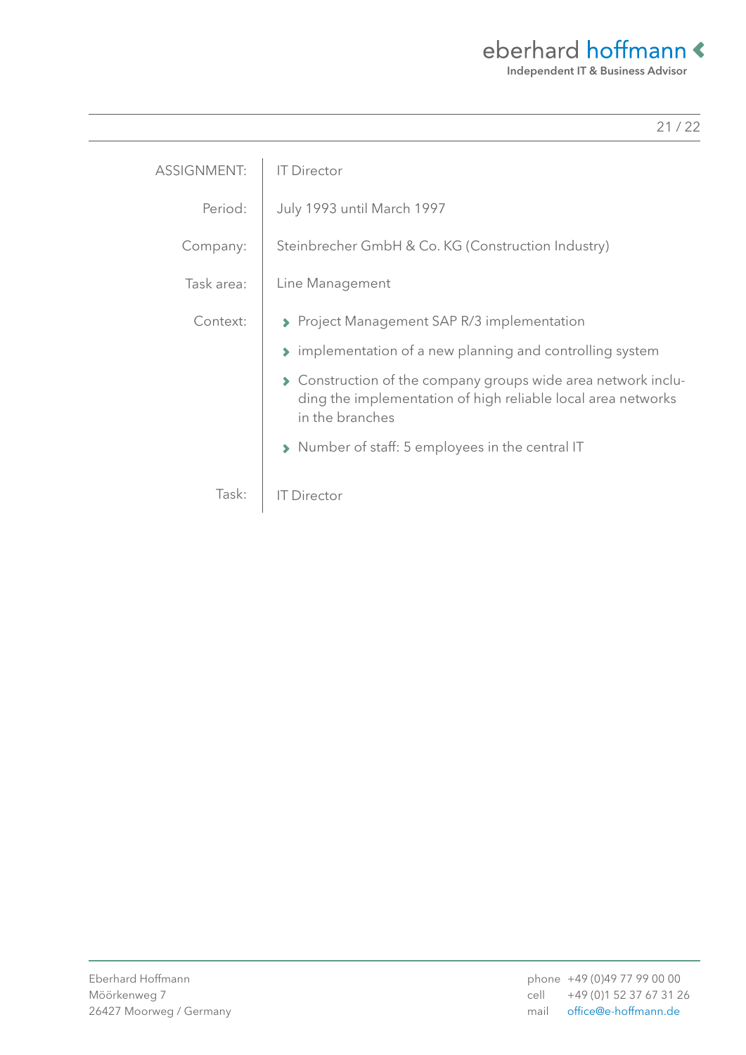| | |
|---|---|
| ASSIGNMENT: | IT Director |
| Period: | July 1993 until March 1997 |
| Company: | Steinbrecher GmbH & Co. KG (Construction Industry) |
| Task area: | Line Management |
| Context: | • Project Management SAP R/3 implementation<br>• implementation of a new planning and controlling system<br>• Construction of the company groups wide area network including the implementation of high reliable local area networks in the branches<br>• Number of staff: 5 employees in the central IT |
| Task: | IT Director |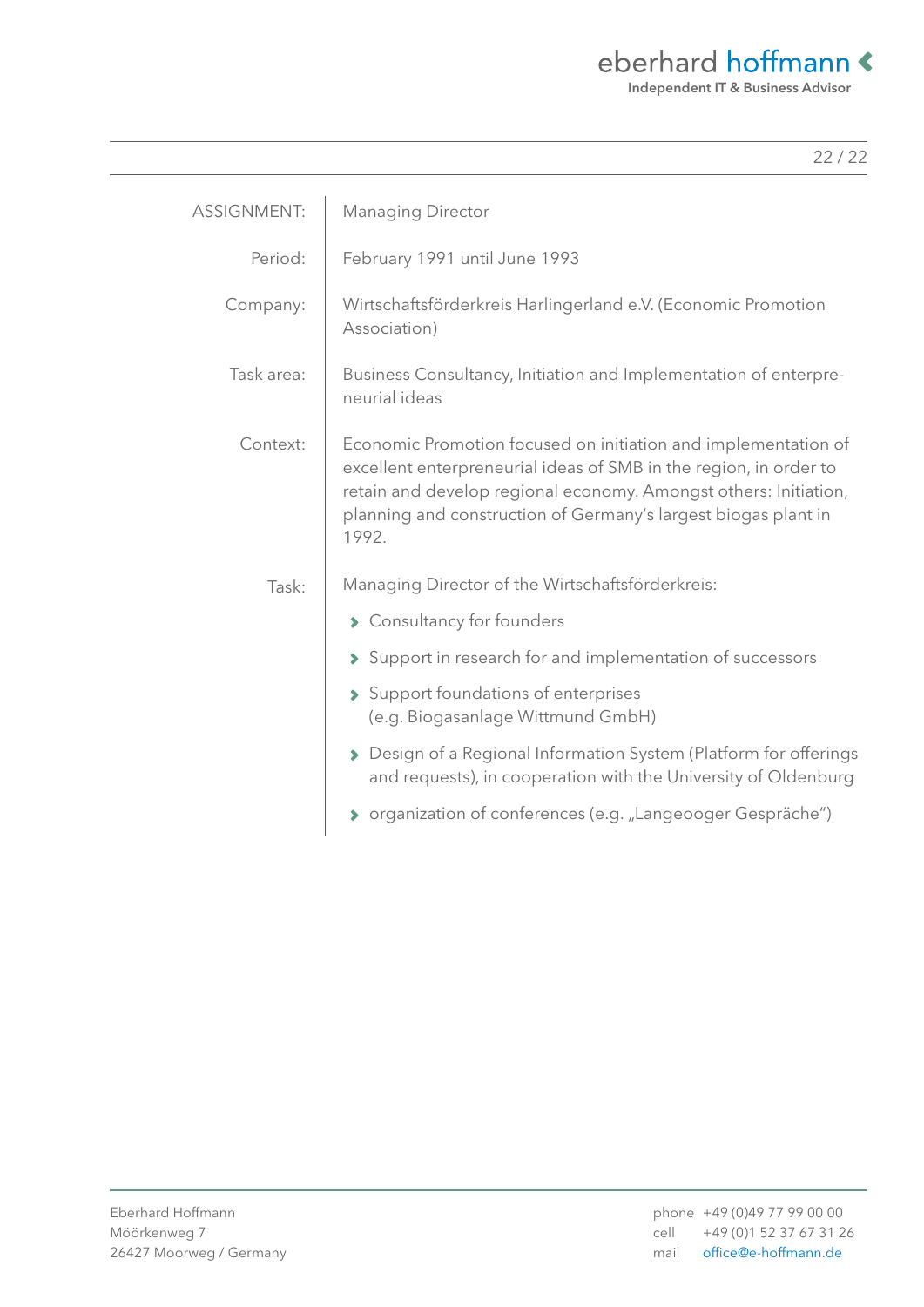| | |
|---|---|
| ASSIGNMENT: | Managing Director |
| Period: | February 1991 until June 1993 |
| Company: | Wirtschaftsförderkreis Harlingerland e.V. (Economic Promotion Association) |
| Task area: | Business Consultancy, Initiation and Implementation of enterpreneurial ideas |
| Context: | Economic Promotion focused on initiation and implementation of excellent enterpreneurial ideas of SMB in the region, in order to retain and develop regional economy. Amongst others: Initiation, planning and construction of Germany's largest biogas plant in 1992. |
| Task: | Managing Director of the Wirtschaftsförderkreis:<br>› Consultancy for founders<br>› Support in research for and implementation of successors<br>› Support foundations of enterprises (e.g. Biogasanlage Wittmund GmbH)<br>› Design of a Regional Information System (Platform for offerings and requests), in cooperation with the University of Oldenburg<br>› organization of conferences (e.g. „Langeooger Gespräche") |

Eberhard Hoffmann
Möörkenweg 7
26427 Moorweg / Germany

phone +49 (0)49 77 99 00 00
cell +49 (0)1 52 37 67 31 26
mail office@e-hoffmann.de